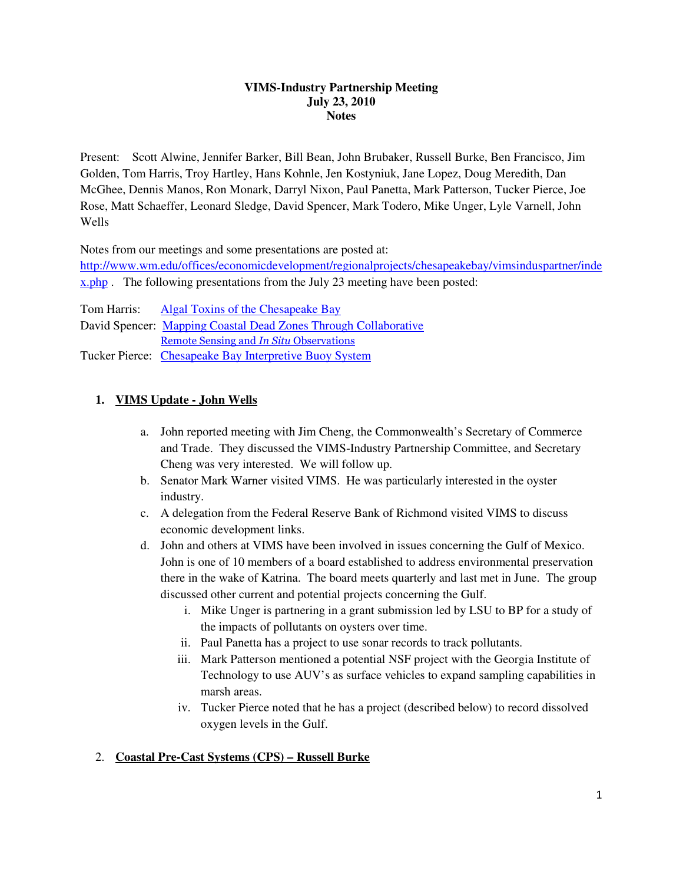**VIMS-Industry Partnership Meeting**
**July 23, 2010**
**Notes**

Present: Scott Alwine, Jennifer Barker, Bill Bean, John Brubaker, Russell Burke, Ben Francisco, Jim Golden, Tom Harris, Troy Hartley, Hans Kohnle, Jen Kostyniuk, Jane Lopez, Doug Meredith, Dan McGhee, Dennis Manos, Ron Monark, Darryl Nixon, Paul Panetta, Mark Patterson, Tucker Pierce, Joe Rose, Matt Schaeffer, Leonard Sledge, David Spencer, Mark Todero, Mike Unger, Lyle Varnell, John Wells

Notes from our meetings and some presentations are posted at: [http://www.wm.edu/offices/economicdevelopment/regionalprojects/chesapeakebay/vimsinduspartner/index.php](http://www.wm.edu/offices/economicdevelopment/regionalprojects/chesapeakebay/vimsinduspartner/index.php) . The following presentations from the July 23 meeting have been posted:

Tom Harris: Algal Toxins of the Chesapeake Bay
David Spencer: Mapping Coastal Dead Zones Through Collaborative Remote Sensing and *In Situ* Observations
Tucker Pierce: Chesapeake Bay Interpretive Buoy System

1. **VIMS Update - John Wells**

   a. John reported meeting with Jim Cheng, the Commonwealth's Secretary of Commerce and Trade. They discussed the VIMS-Industry Partnership Committee, and Secretary Cheng was very interested. We will follow up.
   
   b. Senator Mark Warner visited VIMS. He was particularly interested in the oyster industry.
   
   c. A delegation from the Federal Reserve Bank of Richmond visited VIMS to discuss economic development links.
   
   d. John and others at VIMS have been involved in issues concerning the Gulf of Mexico. John is one of 10 members of a board established to address environmental preservation there in the wake of Katrina. The board meets quarterly and last met in June. The group discussed other current and potential projects concerning the Gulf.
   
      i. Mike Unger is partnering in a grant submission led by LSU to BP for a study of the impacts of pollutants on oysters over time.
      
      ii. Paul Panetta has a project to use sonar records to track pollutants.
      
      iii. Mark Patterson mentioned a potential NSF project with the Georgia Institute of Technology to use AUV's as surface vehicles to expand sampling capabilities in marsh areas.
      
      iv. Tucker Pierce noted that he has a project (described below) to record dissolved oxygen levels in the Gulf.

2. **Coastal Pre-Cast Systems (CPS) – Russell Burke**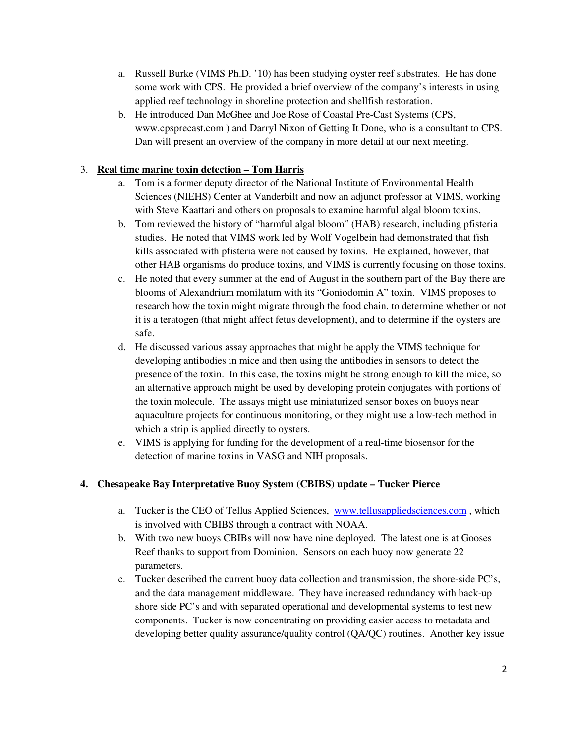a. Russell Burke (VIMS Ph.D. '10) has been studying oyster reef substrates. He has done some work with CPS. He provided a brief overview of the company's interests in using applied reef technology in shoreline protection and shellfish restoration.
   b. He introduced Dan McGhee and Joe Rose of Coastal Pre-Cast Systems (CPS, www.cpsprecast.com ) and Darryl Nixon of Getting It Done, who is a consultant to CPS. Dan will present an overview of the company in more detail at our next meeting.

3. **<u>Real time marine toxin detection – Tom Harris</u>**
   a. Tom is a former deputy director of the National Institute of Environmental Health Sciences (NIEHS) Center at Vanderbilt and now an adjunct professor at VIMS, working with Steve Kaattari and others on proposals to examine harmful algal bloom toxins.
   b. Tom reviewed the history of "harmful algal bloom" (HAB) research, including pfisteria studies. He noted that VIMS work led by Wolf Vogelbein had demonstrated that fish kills associated with pfisteria were not caused by toxins. He explained, however, that other HAB organisms do produce toxins, and VIMS is currently focusing on those toxins.
   c. He noted that every summer at the end of August in the southern part of the Bay there are blooms of Alexandrium monilatum with its "Goniodomin A" toxin. VIMS proposes to research how the toxin might migrate through the food chain, to determine whether or not it is a teratogen (that might affect fetus development), and to determine if the oysters are safe.
   d. He discussed various assay approaches that might be apply the VIMS technique for developing antibodies in mice and then using the antibodies in sensors to detect the presence of the toxin. In this case, the toxins might be strong enough to kill the mice, so an alternative approach might be used by developing protein conjugates with portions of the toxin molecule. The assays might use miniaturized sensor boxes on buoys near aquaculture projects for continuous monitoring, or they might use a low-tech method in which a strip is applied directly to oysters.
   e. VIMS is applying for funding for the development of a real-time biosensor for the detection of marine toxins in VASG and NIH proposals.

**4. Chesapeake Bay Interpretative Buoy System (CBIBS) update – Tucker Pierce**

   a. Tucker is the CEO of Tellus Applied Sciences, www.tellusappliedsciences.com , which is involved with CBIBS through a contract with NOAA.
   b. With two new buoys CBIBs will now have nine deployed. The latest one is at Gooses Reef thanks to support from Dominion. Sensors on each buoy now generate 22 parameters.
   c. Tucker described the current buoy data collection and transmission, the shore-side PC's, and the data management middleware. They have increased redundancy with back-up shore side PC's and with separated operational and developmental systems to test new components. Tucker is now concentrating on providing easier access to metadata and developing better quality assurance/quality control (QA/QC) routines. Another key issue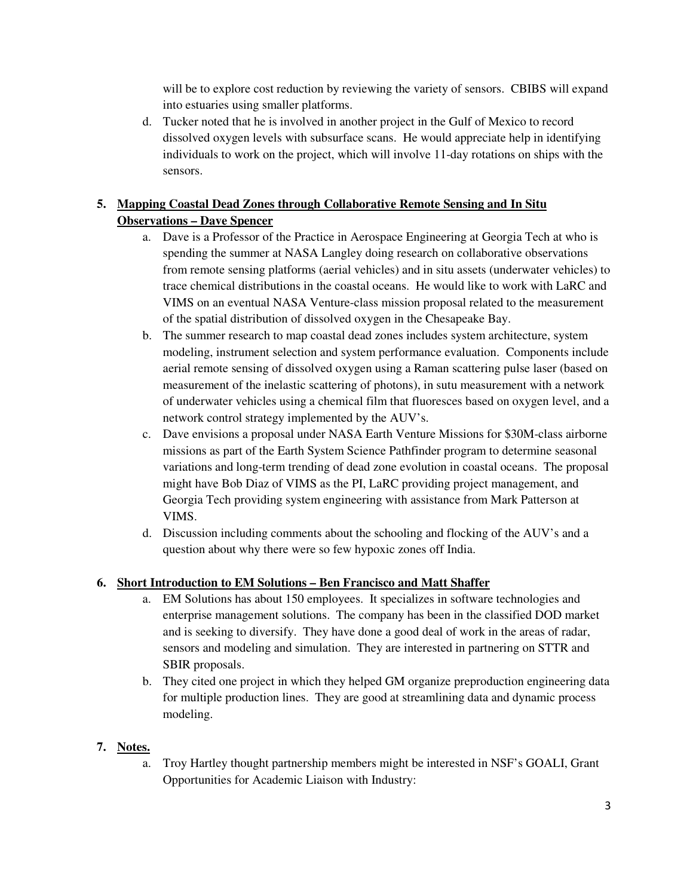will be to explore cost reduction by reviewing the variety of sensors. CBIBS will expand into estuaries using smaller platforms.

d. Tucker noted that he is involved in another project in the Gulf of Mexico to record dissolved oxygen levels with subsurface scans. He would appreciate help in identifying individuals to work on the project, which will involve 11-day rotations on ships with the sensors.

**5. <u>Mapping Coastal Dead Zones through Collaborative Remote Sensing and In Situ Observations – Dave Spencer</u>**

a. Dave is a Professor of the Practice in Aerospace Engineering at Georgia Tech at who is spending the summer at NASA Langley doing research on collaborative observations from remote sensing platforms (aerial vehicles) and in situ assets (underwater vehicles) to trace chemical distributions in the coastal oceans. He would like to work with LaRC and VIMS on an eventual NASA Venture-class mission proposal related to the measurement of the spatial distribution of dissolved oxygen in the Chesapeake Bay.

b. The summer research to map coastal dead zones includes system architecture, system modeling, instrument selection and system performance evaluation. Components include aerial remote sensing of dissolved oxygen using a Raman scattering pulse laser (based on measurement of the inelastic scattering of photons), in sutu measurement with a network of underwater vehicles using a chemical film that fluoresces based on oxygen level, and a network control strategy implemented by the AUV's.

c. Dave envisions a proposal under NASA Earth Venture Missions for $30M-class airborne missions as part of the Earth System Science Pathfinder program to determine seasonal variations and long-term trending of dead zone evolution in coastal oceans. The proposal might have Bob Diaz of VIMS as the PI, LaRC providing project management, and Georgia Tech providing system engineering with assistance from Mark Patterson at VIMS.

d. Discussion including comments about the schooling and flocking of the AUV's and a question about why there were so few hypoxic zones off India.

**6. <u>Short Introduction to EM Solutions – Ben Francisco and Matt Shaffer</u>**

a. EM Solutions has about 150 employees. It specializes in software technologies and enterprise management solutions. The company has been in the classified DOD market and is seeking to diversify. They have done a good deal of work in the areas of radar, sensors and modeling and simulation. They are interested in partnering on STTR and SBIR proposals.

b. They cited one project in which they helped GM organize preproduction engineering data for multiple production lines. They are good at streamlining data and dynamic process modeling.

**7. <u>Notes.</u>**

a. Troy Hartley thought partnership members might be interested in NSF's GOALI, Grant Opportunities for Academic Liaison with Industry: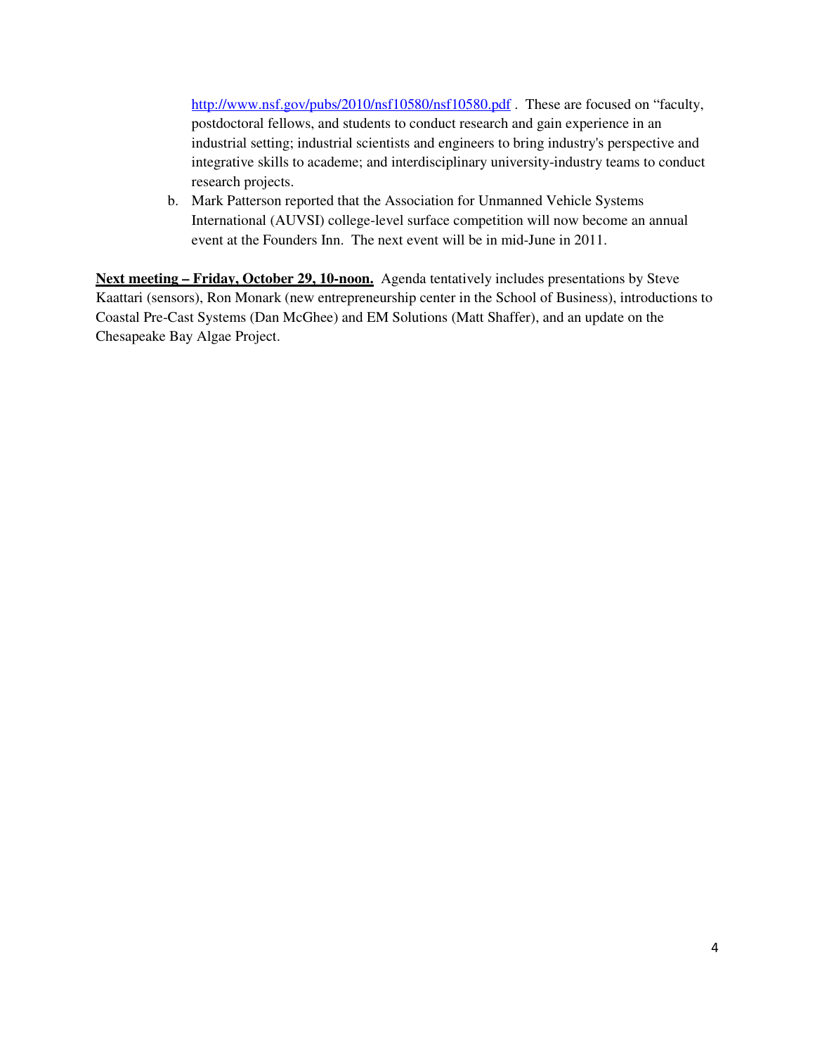http://www.nsf.gov/pubs/2010/nsf10580/nsf10580.pdf . These are focused on "faculty, postdoctoral fellows, and students to conduct research and gain experience in an industrial setting; industrial scientists and engineers to bring industry's perspective and integrative skills to academe; and interdisciplinary university-industry teams to conduct research projects.

b. Mark Patterson reported that the Association for Unmanned Vehicle Systems International (AUVSI) college-level surface competition will now become an annual event at the Founders Inn. The next event will be in mid-June in 2011.

**Next meeting – Friday, October 29, 10-noon.** Agenda tentatively includes presentations by Steve Kaattari (sensors), Ron Monark (new entrepreneurship center in the School of Business), introductions to Coastal Pre-Cast Systems (Dan McGhee) and EM Solutions (Matt Shaffer), and an update on the Chesapeake Bay Algae Project.